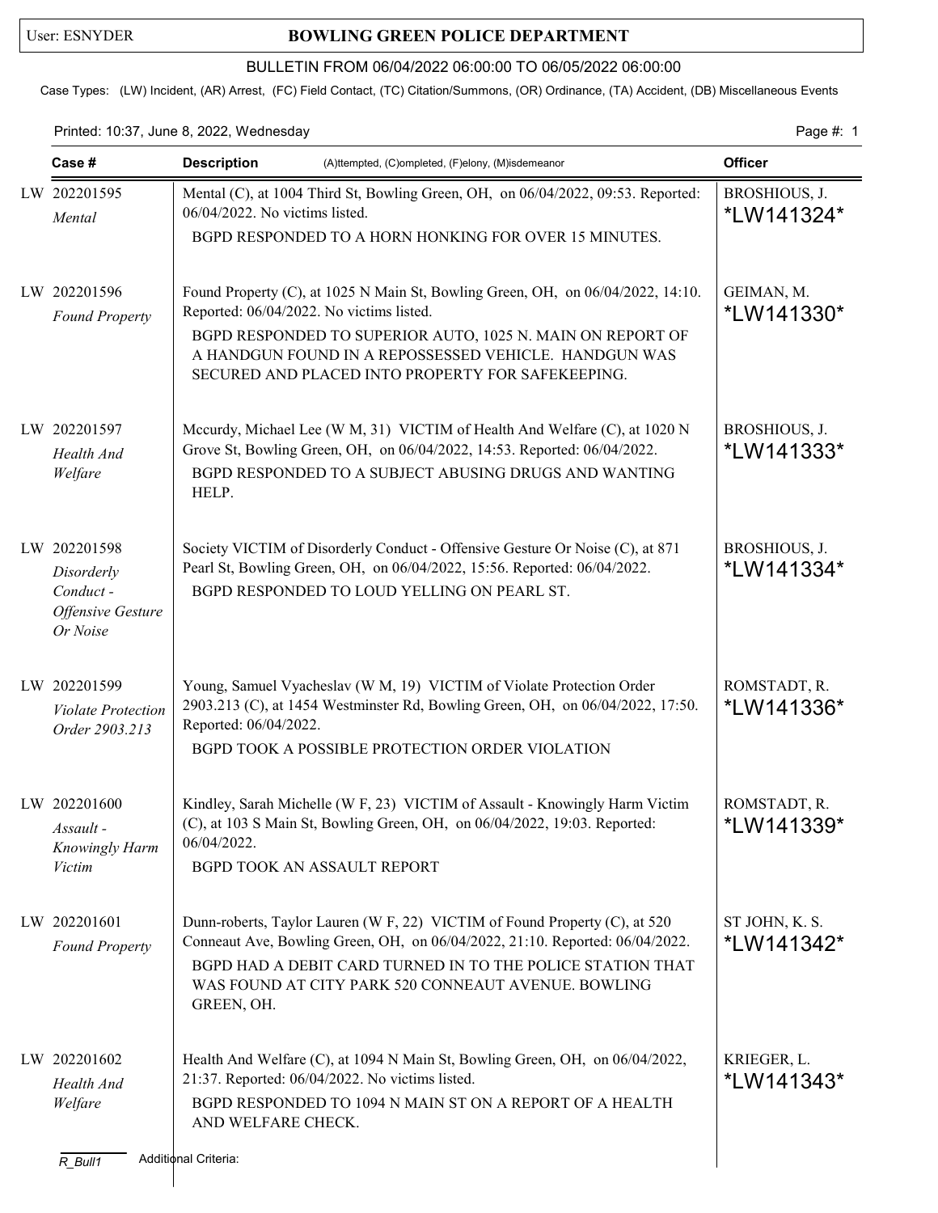User: ESNYDER

# BOWLING GREEN POLICE DEPARTMENT

BULLETIN FROM 06/04/2022 06:00:00 TO 06/05/2022 06:00:00

Case Types: (LW) Incident, (AR) Arrest, (FC) Field Contact, (TC) Citation/Summons, (OR) Ordinance, (TA) Accident, (DB) Miscellaneous Events

Printed: 10:37, June 8, 2022, Wednesday

| Case # | Description (A)ttempted, (C)ompleted, (F)elony, (M)isdemeanor | Officer |
|---|---|---|
| LW 202201595 *Mental* | Mental (C), at 1004 Third St, Bowling Green, OH, on 06/04/2022, 09:53. Reported: 06/04/2022. No victims listed. BGPD RESPONDED TO A HORN HONKING FOR OVER 15 MINUTES. | BROSHIOUS, J. *LW141324* |
| LW 202201596 *Found Property* | Found Property (C), at 1025 N Main St, Bowling Green, OH, on 06/04/2022, 14:10. Reported: 06/04/2022. No victims listed. BGPD RESPONDED TO SUPERIOR AUTO, 1025 N. MAIN ON REPORT OF A HANDGUN FOUND IN A REPOSSESSED VEHICLE. HANDGUN WAS SECURED AND PLACED INTO PROPERTY FOR SAFEKEEPING. | GEIMAN, M. *LW141330* |
| LW 202201597 *Health And Welfare* | Mccurdy, Michael Lee (W M, 31) VICTIM of Health And Welfare (C), at 1020 N Grove St, Bowling Green, OH, on 06/04/2022, 14:53. Reported: 06/04/2022. BGPD RESPONDED TO A SUBJECT ABUSING DRUGS AND WANTING HELP. | BROSHIOUS, J. *LW141333* |
| LW 202201598 *Disorderly Conduct - Offensive Gesture Or Noise* | Society VICTIM of Disorderly Conduct - Offensive Gesture Or Noise (C), at 871 Pearl St, Bowling Green, OH, on 06/04/2022, 15:56. Reported: 06/04/2022. BGPD RESPONDED TO LOUD YELLING ON PEARL ST. | BROSHIOUS, J. *LW141334* |
| LW 202201599 *Violate Protection Order 2903.213* | Young, Samuel Vyacheslav (W M, 19) VICTIM of Violate Protection Order 2903.213 (C), at 1454 Westminster Rd, Bowling Green, OH, on 06/04/2022, 17:50. Reported: 06/04/2022. BGPD TOOK A POSSIBLE PROTECTION ORDER VIOLATION | ROMSTADT, R. *LW141336* |
| LW 202201600 *Assault - Knowingly Harm Victim* | Kindley, Sarah Michelle (W F, 23) VICTIM of Assault - Knowingly Harm Victim (C), at 103 S Main St, Bowling Green, OH, on 06/04/2022, 19:03. Reported: 06/04/2022. BGPD TOOK AN ASSAULT REPORT | ROMSTADT, R. *LW141339* |
| LW 202201601 *Found Property* | Dunn-roberts, Taylor Lauren (W F, 22) VICTIM of Found Property (C), at 520 Conneaut Ave, Bowling Green, OH, on 06/04/2022, 21:10. Reported: 06/04/2022. BGPD HAD A DEBIT CARD TURNED IN TO THE POLICE STATION THAT WAS FOUND AT CITY PARK 520 CONNEAUT AVENUE. BOWLING GREEN, OH. | ST JOHN, K. S. *LW141342* |
| LW 202201602 *Health And Welfare* | Health And Welfare (C), at 1094 N Main St, Bowling Green, OH, on 06/04/2022, 21:37. Reported: 06/04/2022. No victims listed. BGPD RESPONDED TO 1094 N MAIN ST ON A REPORT OF A HEALTH AND WELFARE CHECK. | KRIEGER, L. *LW141343* |

R_Bull1 Additional Criteria: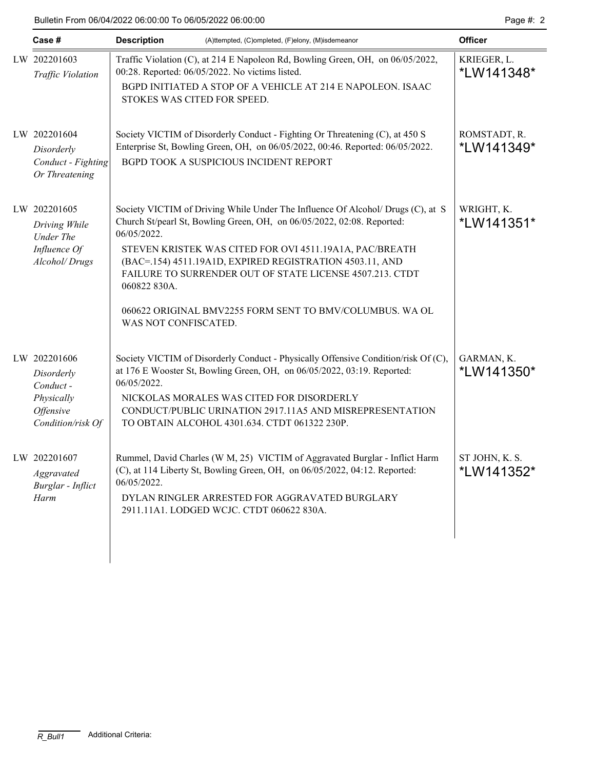| Case # | Description (A)ttempted, (C)ompleted, (F)elony, (M)isdemeanor | Officer |
|---|---|---|
| LW 202201603 *Traffic Violation* | Traffic Violation (C), at 214 E Napoleon Rd, Bowling Green, OH, on 06/05/2022, 00:28. Reported: 06/05/2022. No victims listed.<br>BGPD INITIATED A STOP OF A VEHICLE AT 214 E NAPOLEON. ISAAC STOKES WAS CITED FOR SPEED. | KRIEGER, L. \*LW141348\* |
| LW 202201604 *Disorderly Conduct - Fighting Or Threatening* | Society VICTIM of Disorderly Conduct - Fighting Or Threatening (C), at 450 S Enterprise St, Bowling Green, OH, on 06/05/2022, 00:46. Reported: 06/05/2022.<br>BGPD TOOK A SUSPICIOUS INCIDENT REPORT | ROMSTADT, R. \*LW141349\* |
| LW 202201605 *Driving While Under The Influence Of Alcohol/ Drugs* | Society VICTIM of Driving While Under The Influence Of Alcohol/ Drugs (C), at S Church St/pearl St, Bowling Green, OH, on 06/05/2022, 02:08. Reported: 06/05/2022.<br>STEVEN KRISTEK WAS CITED FOR OVI 4511.19A1A, PAC/BREATH (BAC=.154) 4511.19A1D, EXPIRED REGISTRATION 4503.11, AND FAILURE TO SURRENDER OUT OF STATE LICENSE 4507.213. CTDT 060822 830A.<br>060622 ORIGINAL BMV2255 FORM SENT TO BMV/COLUMBUS. WA OL WAS NOT CONFISCATED. | WRIGHT, K. \*LW141351\* |
| LW 202201606 *Disorderly Conduct - Physically Offensive Condition/risk Of* | Society VICTIM of Disorderly Conduct - Physically Offensive Condition/risk Of (C), at 176 E Wooster St, Bowling Green, OH, on 06/05/2022, 03:19. Reported: 06/05/2022.<br>NICKOLAS MORALES WAS CITED FOR DISORDERLY CONDUCT/PUBLIC URINATION 2917.11A5 AND MISREPRESENTATION TO OBTAIN ALCOHOL 4301.634. CTDT 061322 230P. | GARMAN, K. \*LW141350\* |
| LW 202201607 *Aggravated Burglar - Inflict Harm* | Rummel, David Charles (W M, 25) VICTIM of Aggravated Burglar - Inflict Harm (C), at 114 Liberty St, Bowling Green, OH, on 06/05/2022, 04:12. Reported: 06/05/2022.<br>DYLAN RINGLER ARRESTED FOR AGGRAVATED BURGLARY 2911.11A1. LODGED WCJC. CTDT 060622 830A. | ST JOHN, K. S. \*LW141352\* |

R_Bull1 Additional Criteria: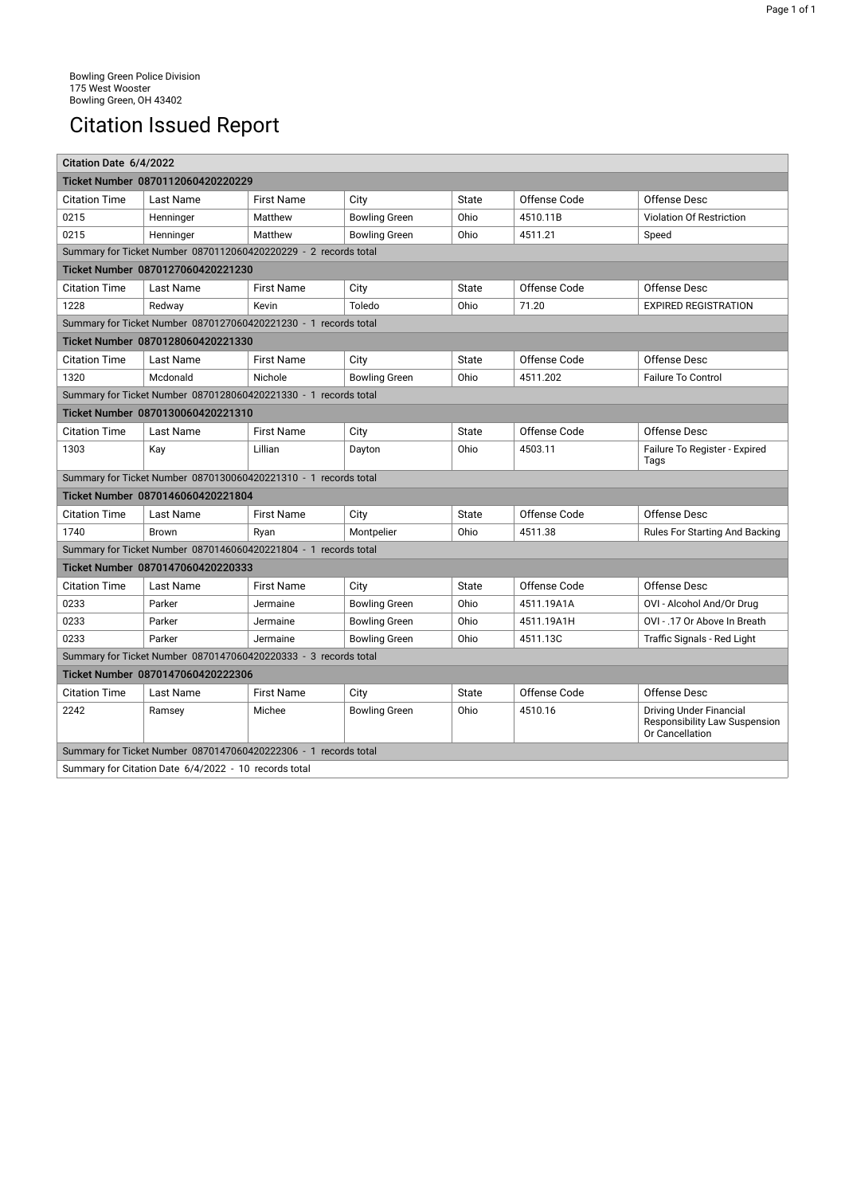Bowling Green Police Division
175 West Wooster
Bowling Green, OH 43402

# Citation Issued Report

| Citation Date 6/4/2022 | | | | | | |
|---|---|---|---|---|---|---|
| **Ticket Number 0870112060420220229** | | | | | | |
| Citation Time | Last Name | First Name | City | State | Offense Code | Offense Desc |
| 0215 | Henninger | Matthew | Bowling Green | Ohio | 4510.11B | Violation Of Restriction |
| 0215 | Henninger | Matthew | Bowling Green | Ohio | 4511.21 | Speed |
| Summary for Ticket Number 0870112060420220229 - 2 records total | | | | | | |
| **Ticket Number 0870127060420221230** | | | | | | |
| Citation Time | Last Name | First Name | City | State | Offense Code | Offense Desc |
| 1228 | Redway | Kevin | Toledo | Ohio | 71.20 | EXPIRED REGISTRATION |
| Summary for Ticket Number 0870127060420221230 - 1 records total | | | | | | |
| **Ticket Number 0870128060420221330** | | | | | | |
| Citation Time | Last Name | First Name | City | State | Offense Code | Offense Desc |
| 1320 | Mcdonald | Nichole | Bowling Green | Ohio | 4511.202 | Failure To Control |
| Summary for Ticket Number 0870128060420221330 - 1 records total | | | | | | |
| **Ticket Number 0870130060420221310** | | | | | | |
| Citation Time | Last Name | First Name | City | State | Offense Code | Offense Desc |
| 1303 | Kay | Lillian | Dayton | Ohio | 4503.11 | Failure To Register - Expired Tags |
| Summary for Ticket Number 0870130060420221310 - 1 records total | | | | | | |
| **Ticket Number 0870146060420221804** | | | | | | |
| Citation Time | Last Name | First Name | City | State | Offense Code | Offense Desc |
| 1740 | Brown | Ryan | Montpelier | Ohio | 4511.38 | Rules For Starting And Backing |
| Summary for Ticket Number 0870146060420221804 - 1 records total | | | | | | |
| **Ticket Number 0870147060420220333** | | | | | | |
| Citation Time | Last Name | First Name | City | State | Offense Code | Offense Desc |
| 0233 | Parker | Jermaine | Bowling Green | Ohio | 4511.19A1A | OVI - Alcohol And/Or Drug |
| 0233 | Parker | Jermaine | Bowling Green | Ohio | 4511.19A1H | OVI - .17 Or Above In Breath |
| 0233 | Parker | Jermaine | Bowling Green | Ohio | 4511.13C | Traffic Signals - Red Light |
| Summary for Ticket Number 0870147060420220333 - 3 records total | | | | | | |
| **Ticket Number 0870147060420222306** | | | | | | |
| Citation Time | Last Name | First Name | City | State | Offense Code | Offense Desc |
| 2242 | Ramsey | Michee | Bowling Green | Ohio | 4510.16 | Driving Under Financial Responsibility Law Suspension Or Cancellation |
| Summary for Ticket Number 0870147060420222306 - 1 records total | | | | | | |
| Summary for Citation Date 6/4/2022 - 10 records total | | | | | | |